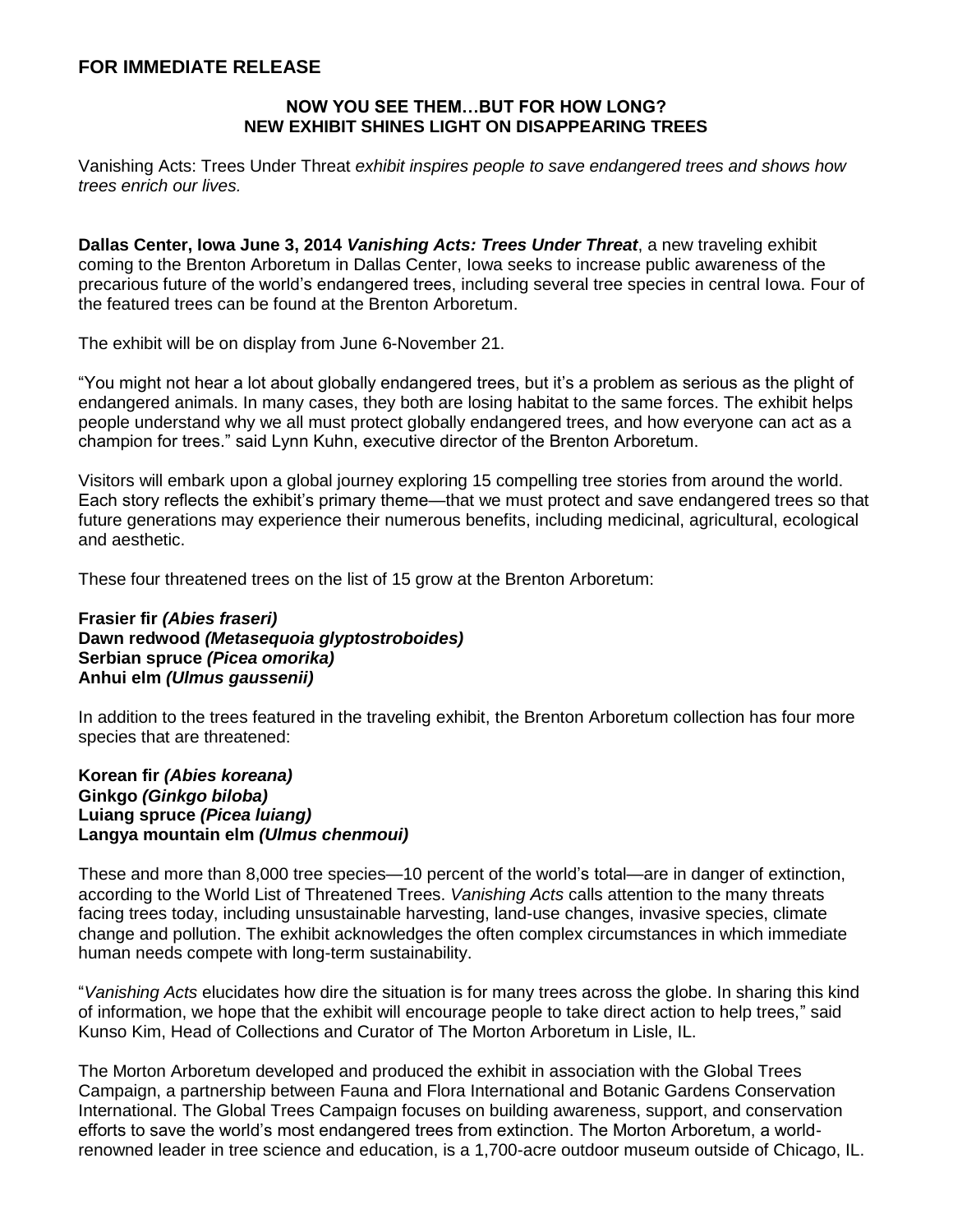## FOR IMMEDIATE RELEASE

### NOW YOU SEE THEM…BUT FOR HOW LONG?
### NEW EXHIBIT SHINES LIGHT ON DISAPPEARING TREES

Vanishing Acts: Trees Under Threat *exhibit inspires people to save endangered trees and shows how trees enrich our lives.*

**Dallas Center, Iowa June 3, 2014** ***Vanishing Acts: Trees Under Threat***, a new traveling exhibit coming to the Brenton Arboretum in Dallas Center, Iowa seeks to increase public awareness of the precarious future of the world's endangered trees, including several tree species in central Iowa. Four of the featured trees can be found at the Brenton Arboretum.

The exhibit will be on display from June 6-November 21.

"You might not hear a lot about globally endangered trees, but it's a problem as serious as the plight of endangered animals. In many cases, they both are losing habitat to the same forces. The exhibit helps people understand why we all must protect globally endangered trees, and how everyone can act as a champion for trees." said Lynn Kuhn, executive director of the Brenton Arboretum.

Visitors will embark upon a global journey exploring 15 compelling tree stories from around the world. Each story reflects the exhibit's primary theme—that we must protect and save endangered trees so that future generations may experience their numerous benefits, including medicinal, agricultural, ecological and aesthetic.

These four threatened trees on the list of 15 grow at the Brenton Arboretum:

**Frasier fir *(Abies fraseri)***
**Dawn redwood *(Metasequoia glyptostroboides)***
**Serbian spruce *(Picea omorika)***
**Anhui elm *(Ulmus gaussenii)***

In addition to the trees featured in the traveling exhibit, the Brenton Arboretum collection has four more species that are threatened:

**Korean fir *(Abies koreana)***
**Ginkgo *(Ginkgo biloba)***
**Luiang spruce *(Picea luiang)***
**Langya mountain elm *(Ulmus chenmoui)***

These and more than 8,000 tree species—10 percent of the world's total—are in danger of extinction, according to the World List of Threatened Trees. *Vanishing Acts* calls attention to the many threats facing trees today, including unsustainable harvesting, land-use changes, invasive species, climate change and pollution. The exhibit acknowledges the often complex circumstances in which immediate human needs compete with long-term sustainability.

"*Vanishing Acts* elucidates how dire the situation is for many trees across the globe. In sharing this kind of information, we hope that the exhibit will encourage people to take direct action to help trees," said Kunso Kim, Head of Collections and Curator of The Morton Arboretum in Lisle, IL.

The Morton Arboretum developed and produced the exhibit in association with the Global Trees Campaign, a partnership between Fauna and Flora International and Botanic Gardens Conservation International. The Global Trees Campaign focuses on building awareness, support, and conservation efforts to save the world's most endangered trees from extinction. The Morton Arboretum, a world-renowned leader in tree science and education, is a 1,700-acre outdoor museum outside of Chicago, IL.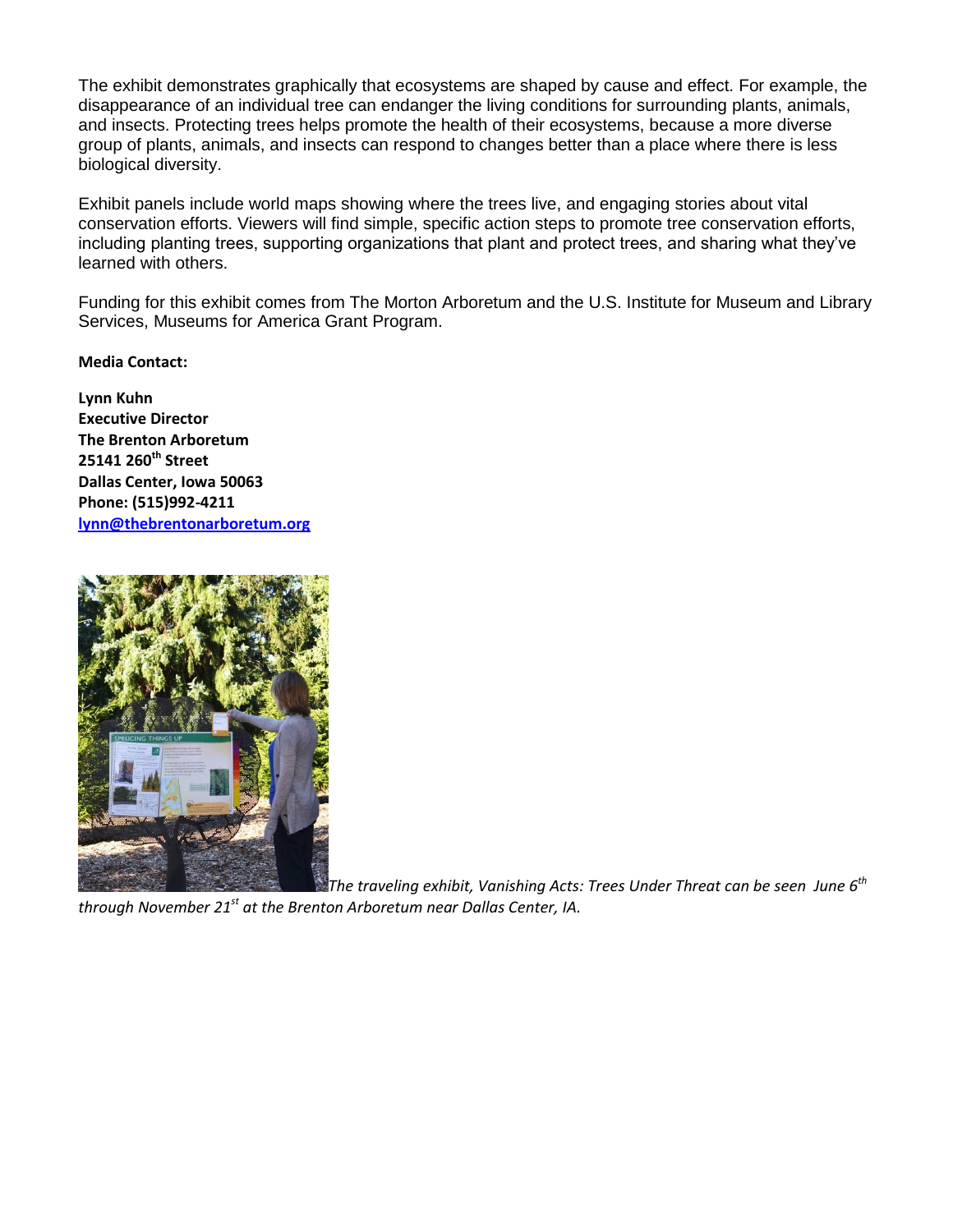The exhibit demonstrates graphically that ecosystems are shaped by cause and effect. For example, the disappearance of an individual tree can endanger the living conditions for surrounding plants, animals, and insects. Protecting trees helps promote the health of their ecosystems, because a more diverse group of plants, animals, and insects can respond to changes better than a place where there is less biological diversity.

Exhibit panels include world maps showing where the trees live, and engaging stories about vital conservation efforts. Viewers will find simple, specific action steps to promote tree conservation efforts, including planting trees, supporting organizations that plant and protect trees, and sharing what they've learned with others.

Funding for this exhibit comes from The Morton Arboretum and the U.S. Institute for Museum and Library Services, Museums for America Grant Program.

**Media Contact:**

**Lynn Kuhn**
**Executive Director**
**The Brenton Arboretum**
**25141 260th Street**
**Dallas Center, Iowa 50063**
**Phone: (515)992-4211**
**lynn@thebrentonarboretum.org**

*The traveling exhibit, Vanishing Acts: Trees Under Threat can be seen June 6th through November 21st at the Brenton Arboretum near Dallas Center, IA.*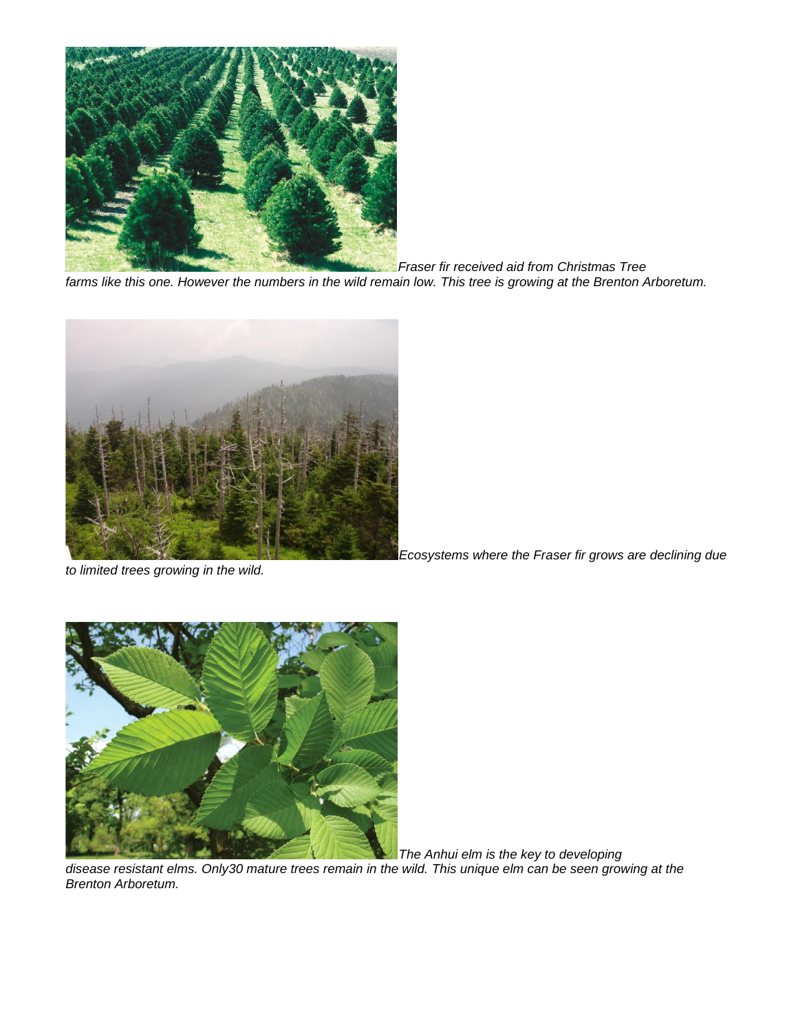*Fraser fir received aid from Christmas Tree farms like this one. However the numbers in the wild remain low. This tree is growing at the Brenton Arboretum.*

*Ecosystems where the Fraser fir grows are declining due to limited trees growing in the wild.*

*The Anhui elm is the key to developing disease resistant elms. Only30 mature trees remain in the wild. This unique elm can be seen growing at the Brenton Arboretum.*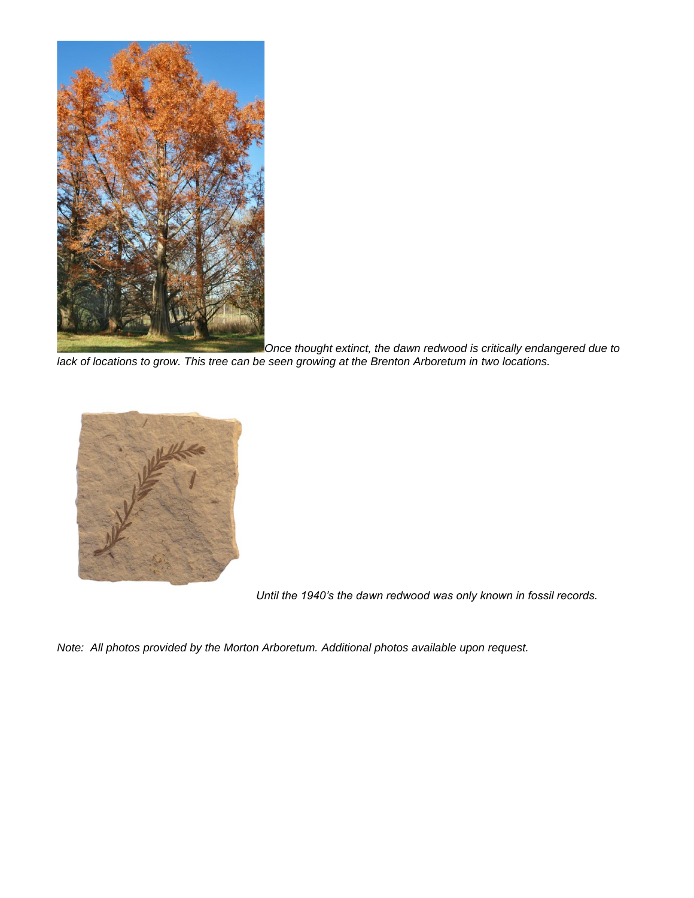*Once thought extinct, the dawn redwood is critically endangered due to lack of locations to grow. This tree can be seen growing at the Brenton Arboretum in two locations.*

*Until the 1940's the dawn redwood was only known in fossil records.*

*Note: All photos provided by the Morton Arboretum. Additional photos available upon request.*